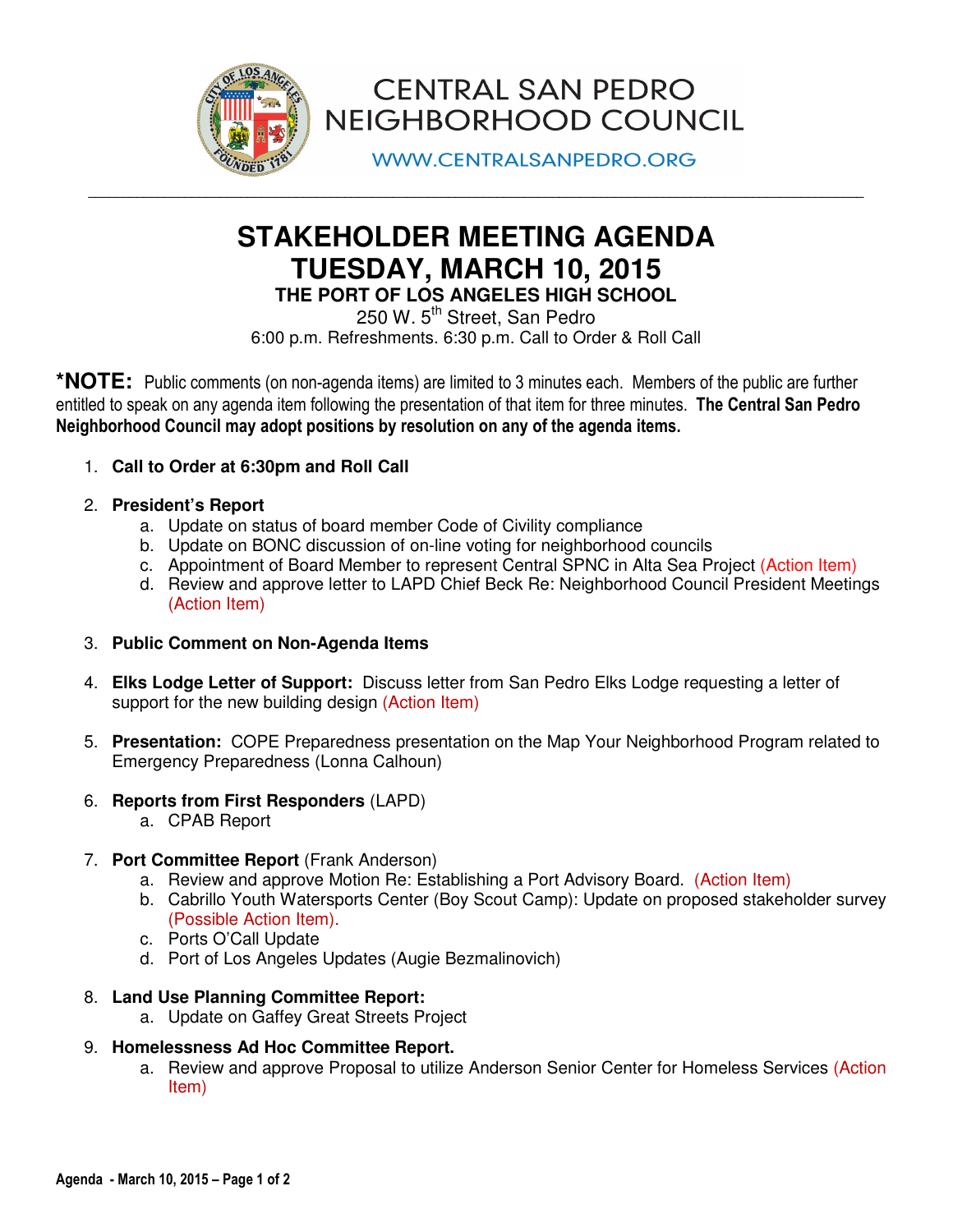# CENTRAL SAN PEDRO NEIGHBORHOOD COUNCIL

WWW.CENTRALSANPEDRO.ORG

## STAKEHOLDER MEETING AGENDA
## TUESDAY, MARCH 10, 2015
### THE PORT OF LOS ANGELES HIGH SCHOOL

250 W. 5th Street, San Pedro
6:00 p.m. Refreshments. 6:30 p.m. Call to Order & Roll Call

***NOTE:** Public comments (on non-agenda items) are limited to 3 minutes each. Members of the public are further entitled to speak on any agenda item following the presentation of that item for three minutes. **The Central San Pedro Neighborhood Council may adopt positions by resolution on any of the agenda items.**

1. **Call to Order at 6:30pm and Roll Call**

2. **President's Report**
   a. Update on status of board member Code of Civility compliance
   b. Update on BONC discussion of on-line voting for neighborhood councils
   c. Appointment of Board Member to represent Central SPNC in Alta Sea Project (Action Item)
   d. Review and approve letter to LAPD Chief Beck Re: Neighborhood Council President Meetings (Action Item)

3. **Public Comment on Non-Agenda Items**

4. **Elks Lodge Letter of Support:** Discuss letter from San Pedro Elks Lodge requesting a letter of support for the new building design (Action Item)

5. **Presentation:** COPE Preparedness presentation on the Map Your Neighborhood Program related to Emergency Preparedness (Lonna Calhoun)

6. **Reports from First Responders** (LAPD)
   a. CPAB Report

7. **Port Committee Report** (Frank Anderson)
   a. Review and approve Motion Re: Establishing a Port Advisory Board. (Action Item)
   b. Cabrillo Youth Watersports Center (Boy Scout Camp): Update on proposed stakeholder survey (Possible Action Item).
   c. Ports O'Call Update
   d. Port of Los Angeles Updates (Augie Bezmalinovich)

8. **Land Use Planning Committee Report:**
   a. Update on Gaffey Great Streets Project

9. **Homelessness Ad Hoc Committee Report.**
   a. Review and approve Proposal to utilize Anderson Senior Center for Homeless Services (Action Item)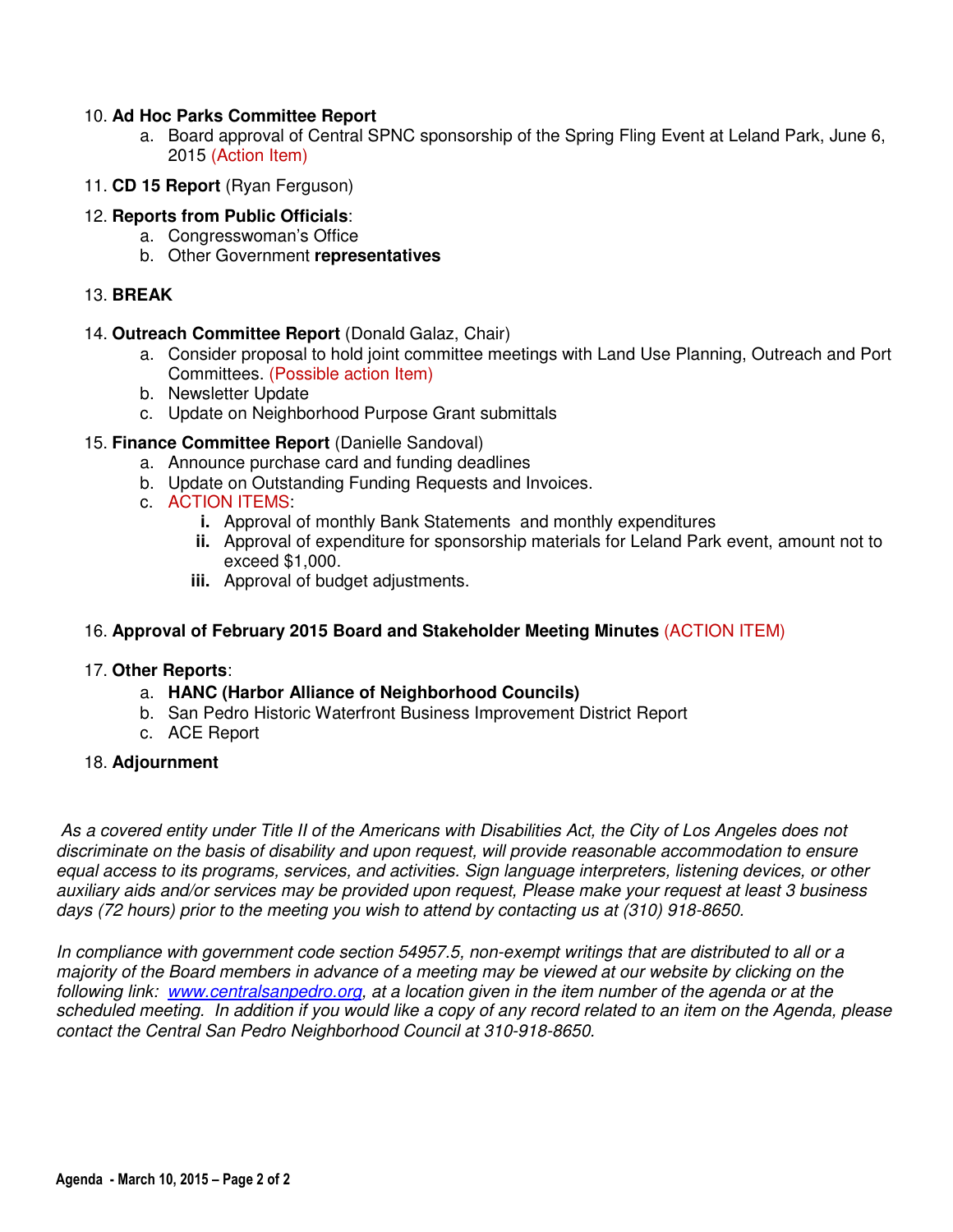10. **Ad Hoc Parks Committee Report**
    a. Board approval of Central SPNC sponsorship of the Spring Fling Event at Leland Park, June 6, 2015 (Action Item)

11. **CD 15 Report** (Ryan Ferguson)

12. **Reports from Public Officials**:
    a. Congresswoman's Office
    b. Other Government **representatives**

13. **BREAK**

14. **Outreach Committee Report** (Donald Galaz, Chair)
    a. Consider proposal to hold joint committee meetings with Land Use Planning, Outreach and Port Committees. (Possible action Item)
    b. Newsletter Update
    c. Update on Neighborhood Purpose Grant submittals

15. **Finance Committee Report** (Danielle Sandoval)
    a. Announce purchase card and funding deadlines
    b. Update on Outstanding Funding Requests and Invoices.
    c. ACTION ITEMS:
        **i.** Approval of monthly Bank Statements and monthly expenditures
        **ii.** Approval of expenditure for sponsorship materials for Leland Park event, amount not to exceed $1,000.
        **iii.** Approval of budget adjustments.

16. **Approval of February 2015 Board and Stakeholder Meeting Minutes** (ACTION ITEM)

17. **Other Reports**:
    a. **HANC (Harbor Alliance of Neighborhood Councils)**
    b. San Pedro Historic Waterfront Business Improvement District Report
    c. ACE Report

18. **Adjournment**

*As a covered entity under Title II of the Americans with Disabilities Act, the City of Los Angeles does not discriminate on the basis of disability and upon request, will provide reasonable accommodation to ensure equal access to its programs, services, and activities. Sign language interpreters, listening devices, or other auxiliary aids and/or services may be provided upon request, Please make your request at least 3 business days (72 hours) prior to the meeting you wish to attend by contacting us at (310) 918-8650.*

*In compliance with government code section 54957.5, non-exempt writings that are distributed to all or a majority of the Board members in advance of a meeting may be viewed at our website by clicking on the following link: [www.centralsanpedro.org](http://www.centralsanpedro.org), at a location given in the item number of the agenda or at the scheduled meeting. In addition if you would like a copy of any record related to an item on the Agenda, please contact the Central San Pedro Neighborhood Council at 310-918-8650.*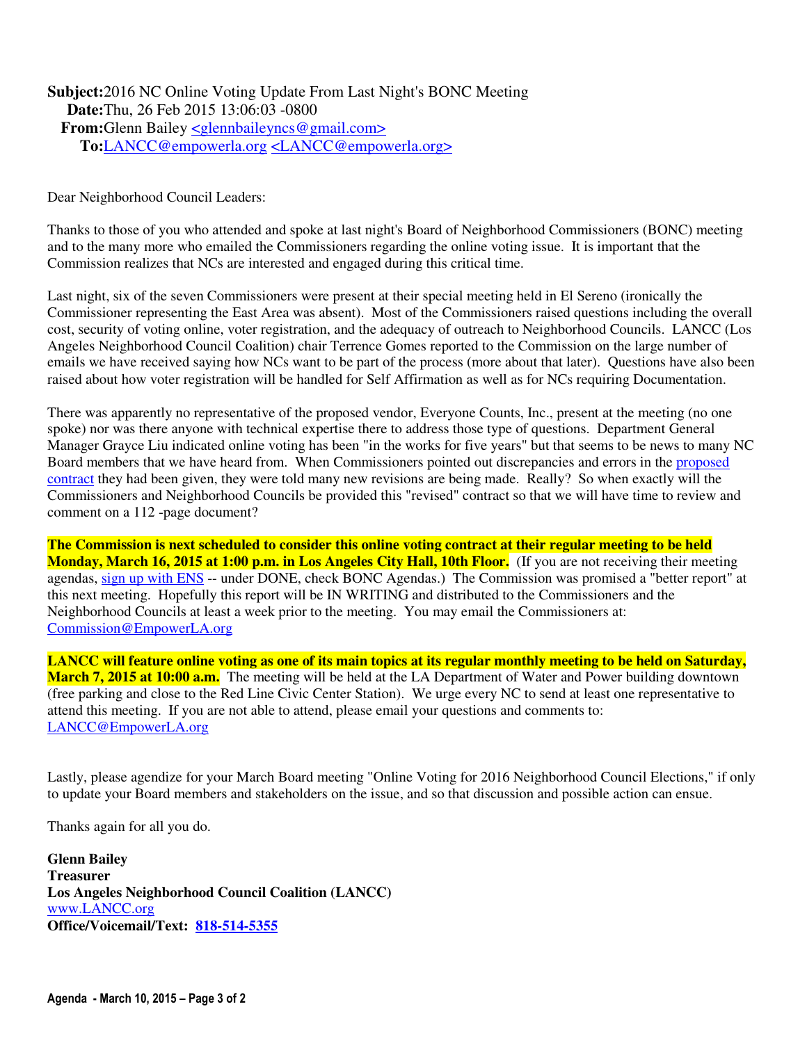**Subject:**2016 NC Online Voting Update From Last Night's BONC Meeting
**Date:**Thu, 26 Feb 2015 13:06:03 -0800
**From:**Glenn Bailey <glennbaileyncs@gmail.com>
**To:**LANCC@empowerla.org <LANCC@empowerla.org>

Dear Neighborhood Council Leaders:

Thanks to those of you who attended and spoke at last night's Board of Neighborhood Commissioners (BONC) meeting and to the many more who emailed the Commissioners regarding the online voting issue. It is important that the Commission realizes that NCs are interested and engaged during this critical time.

Last night, six of the seven Commissioners were present at their special meeting held in El Sereno (ironically the Commissioner representing the East Area was absent). Most of the Commissioners raised questions including the overall cost, security of voting online, voter registration, and the adequacy of outreach to Neighborhood Councils. LANCC (Los Angeles Neighborhood Council Coalition) chair Terrence Gomes reported to the Commission on the large number of emails we have received saying how NCs want to be part of the process (more about that later). Questions have also been raised about how voter registration will be handled for Self Affirmation as well as for NCs requiring Documentation.

There was apparently no representative of the proposed vendor, Everyone Counts, Inc., present at the meeting (no one spoke) nor was there anyone with technical expertise there to address those type of questions. Department General Manager Grayce Liu indicated online voting has been "in the works for five years" but that seems to be news to many NC Board members that we have heard from. When Commissioners pointed out discrepancies and errors in the proposed contract they had been given, they were told many new revisions are being made. Really? So when exactly will the Commissioners and Neighborhood Councils be provided this "revised" contract so that we will have time to review and comment on a 112 -page document?

**The Commission is next scheduled to consider this online voting contract at their regular meeting to be held Monday, March 16, 2015 at 1:00 p.m. in Los Angeles City Hall, 10th Floor.** (If you are not receiving their meeting agendas, sign up with ENS -- under DONE, check BONC Agendas.) The Commission was promised a "better report" at this next meeting. Hopefully this report will be IN WRITING and distributed to the Commissioners and the Neighborhood Councils at least a week prior to the meeting. You may email the Commissioners at: Commission@EmpowerLA.org

**LANCC will feature online voting as one of its main topics at its regular monthly meeting to be held on Saturday, March 7, 2015 at 10:00 a.m.** The meeting will be held at the LA Department of Water and Power building downtown (free parking and close to the Red Line Civic Center Station). We urge every NC to send at least one representative to attend this meeting. If you are not able to attend, please email your questions and comments to: LANCC@EmpowerLA.org

Lastly, please agendize for your March Board meeting "Online Voting for 2016 Neighborhood Council Elections," if only to update your Board members and stakeholders on the issue, and so that discussion and possible action can ensue.

Thanks again for all you do.

**Glenn Bailey**
**Treasurer**
**Los Angeles Neighborhood Council Coalition (LANCC)**
www.LANCC.org
**Office/Voicemail/Text: 818-514-5355**